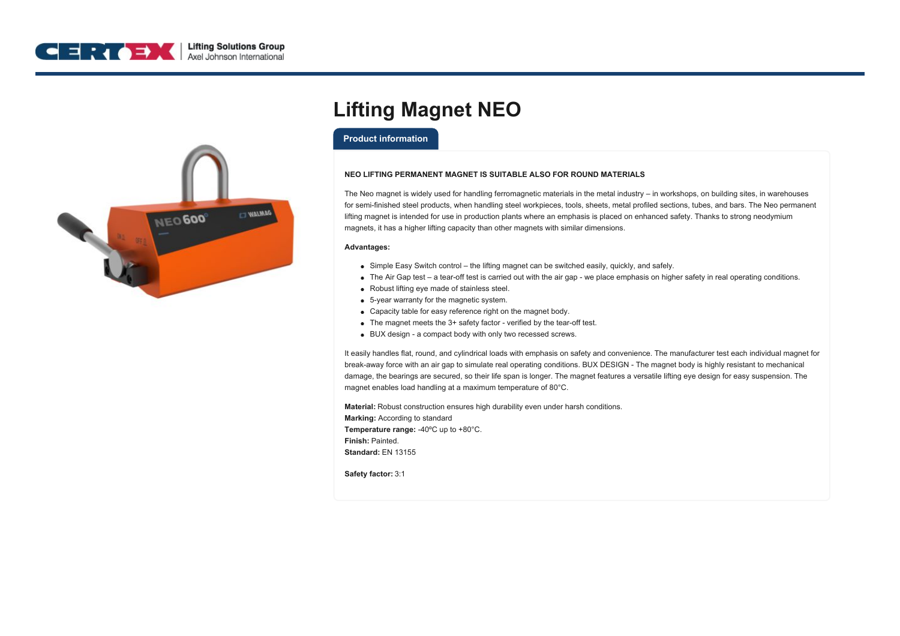# Lifting Magnet NEO

## Product information

**NEO LIFTING PERMANENT MAGNET IS SUITABLE ALSO FOR ROUND MATERIALS**

The Neo magnet is widely used for handling ferromagnetic materials in the metal industry – in workshops, on building sites, in warehouses for semi-finished steel products, when handling steel workpieces, tools, sheets, metal profiled sections, tubes, and bars. The Neo permanent lifting magnet is intended for use in production plants where an emphasis is placed on enhanced safety. Thanks to strong neodymium magnets, it has a higher lifting capacity than other magnets with similar dimensions.

**Advantages:**

- Simple Easy Switch control – the lifting magnet can be switched easily, quickly, and safely.
- The Air Gap test – a tear-off test is carried out with the air gap - we place emphasis on higher safety in real operating conditions.
- Robust lifting eye made of stainless steel.
- 5-year warranty for the magnetic system.
- Capacity table for easy reference right on the magnet body.
- The magnet meets the 3+ safety factor - verified by the tear-off test.
- BUX design - a compact body with only two recessed screws.

It easily handles flat, round, and cylindrical loads with emphasis on safety and convenience. The manufacturer test each individual magnet for break-away force with an air gap to simulate real operating conditions. BUX DESIGN - The magnet body is highly resistant to mechanical damage, the bearings are secured, so their life span is longer. The magnet features a versatile lifting eye design for easy suspension. The magnet enables load handling at a maximum temperature of 80°C.

**Material:** Robust construction ensures high durability even under harsh conditions.
**Marking:** According to standard
**Temperature range:** -40ºC up to +80°C.
**Finish:** Painted.
**Standard:** EN 13155

**Safety factor:** 3:1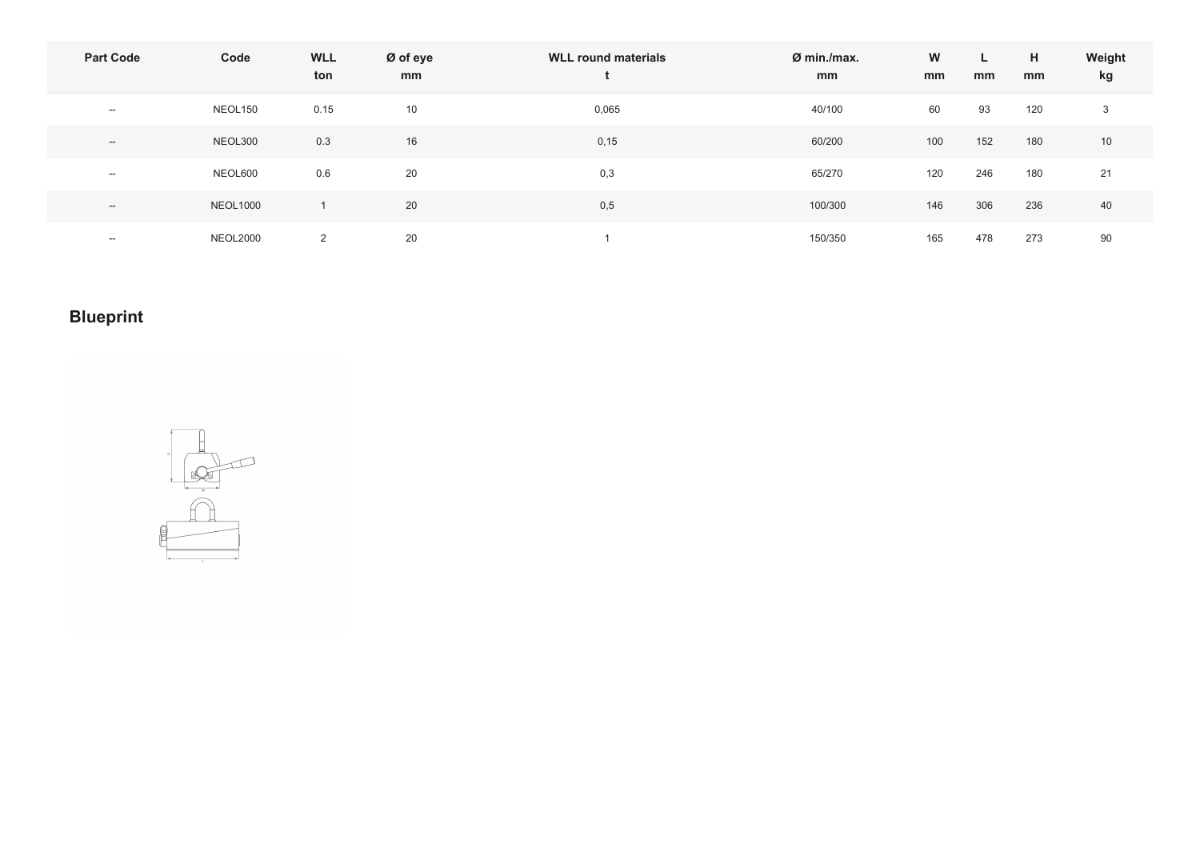| Part Code | Code | WLL ton | Ø of eye mm | WLL round materials t | Ø min./max. mm | W mm | L mm | H mm | Weight kg |
|---|---|---|---|---|---|---|---|---|---|
| -- | NEOL150 | 0.15 | 10 | 0,065 | 40/100 | 60 | 93 | 120 | 3 |
| -- | NEOL300 | 0.3 | 16 | 0,15 | 60/200 | 100 | 152 | 180 | 10 |
| -- | NEOL600 | 0.6 | 20 | 0,3 | 65/270 | 120 | 246 | 180 | 21 |
| -- | NEOL1000 | 1 | 20 | 0,5 | 100/300 | 146 | 306 | 236 | 40 |
| -- | NEOL2000 | 2 | 20 | 1 | 150/350 | 165 | 478 | 273 | 90 |

## Blueprint